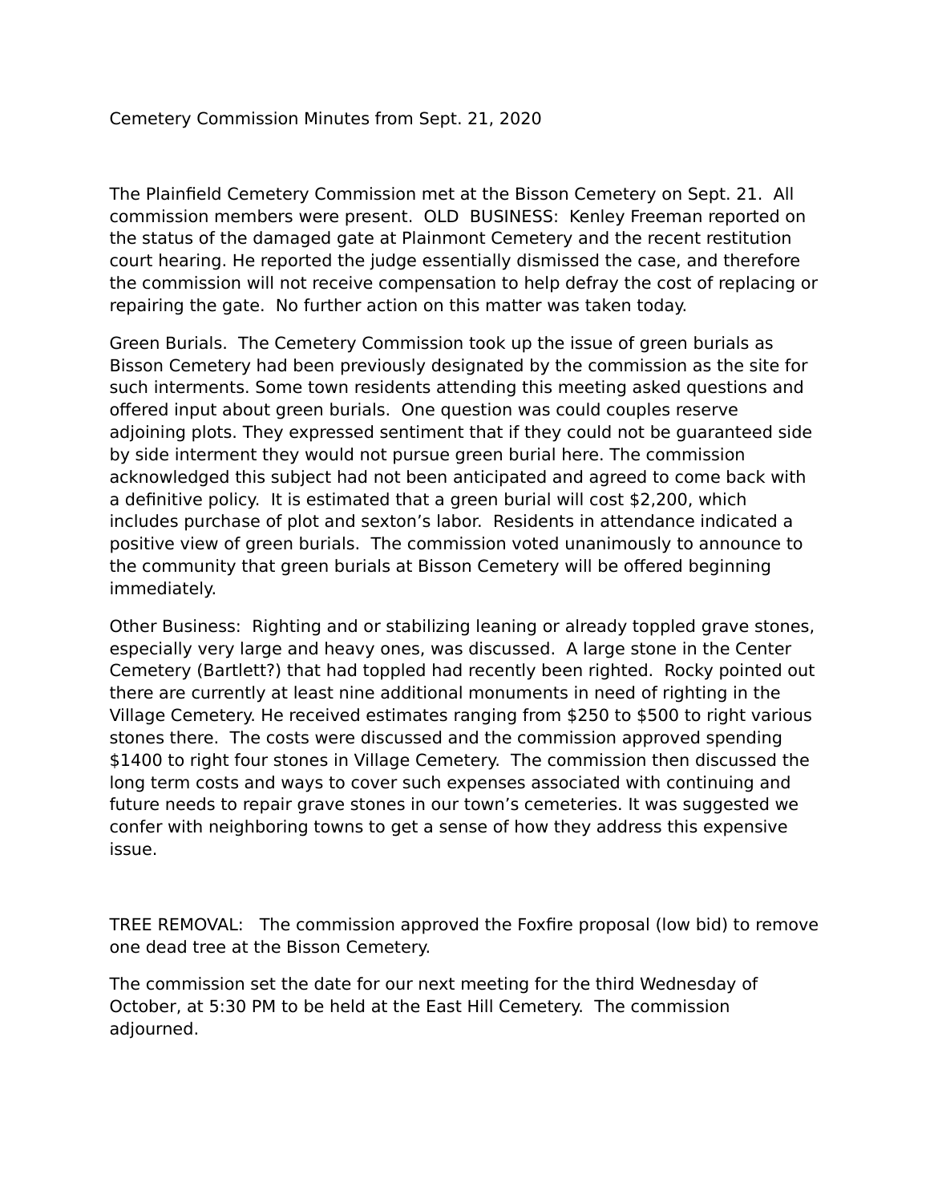Cemetery Commission Minutes from Sept. 21, 2020

The Plainfield Cemetery Commission met at the Bisson Cemetery on Sept. 21. All commission members were present. OLD BUSINESS: Kenley Freeman reported on the status of the damaged gate at Plainmont Cemetery and the recent restitution court hearing. He reported the judge essentially dismissed the case, and therefore the commission will not receive compensation to help defray the cost of replacing or repairing the gate. No further action on this matter was taken today.

Green Burials. The Cemetery Commission took up the issue of green burials as Bisson Cemetery had been previously designated by the commission as the site for such interments. Some town residents attending this meeting asked questions and offered input about green burials. One question was could couples reserve adjoining plots. They expressed sentiment that if they could not be guaranteed side by side interment they would not pursue green burial here. The commission acknowledged this subject had not been anticipated and agreed to come back with a definitive policy. It is estimated that a green burial will cost $2,200, which includes purchase of plot and sexton's labor. Residents in attendance indicated a positive view of green burials. The commission voted unanimously to announce to the community that green burials at Bisson Cemetery will be offered beginning immediately.

Other Business: Righting and or stabilizing leaning or already toppled grave stones, especially very large and heavy ones, was discussed. A large stone in the Center Cemetery (Bartlett?) that had toppled had recently been righted. Rocky pointed out there are currently at least nine additional monuments in need of righting in the Village Cemetery. He received estimates ranging from $250 to $500 to right various stones there. The costs were discussed and the commission approved spending $1400 to right four stones in Village Cemetery. The commission then discussed the long term costs and ways to cover such expenses associated with continuing and future needs to repair grave stones in our town's cemeteries. It was suggested we confer with neighboring towns to get a sense of how they address this expensive issue.

TREE REMOVAL: The commission approved the Foxfire proposal (low bid) to remove one dead tree at the Bisson Cemetery.

The commission set the date for our next meeting for the third Wednesday of October, at 5:30 PM to be held at the East Hill Cemetery. The commission adjourned.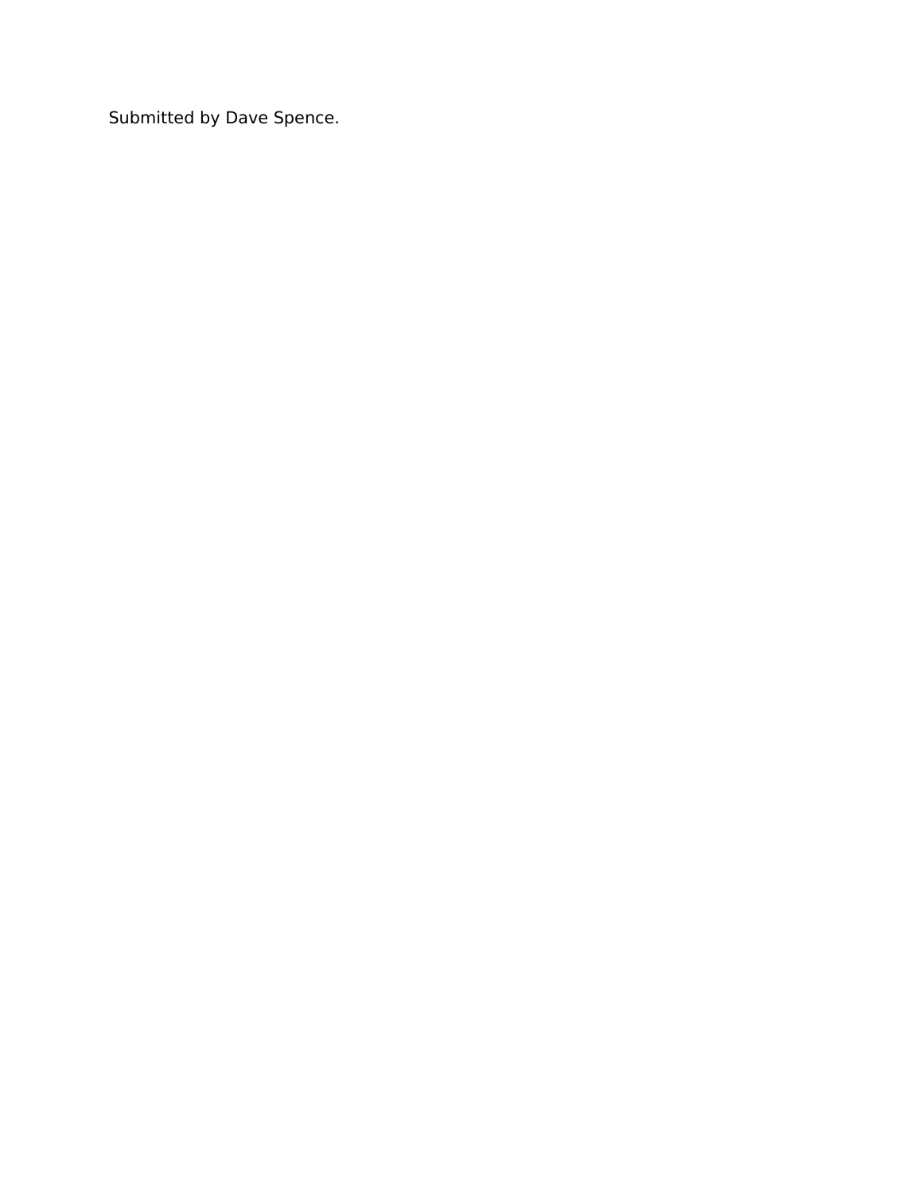Submitted by Dave Spence.